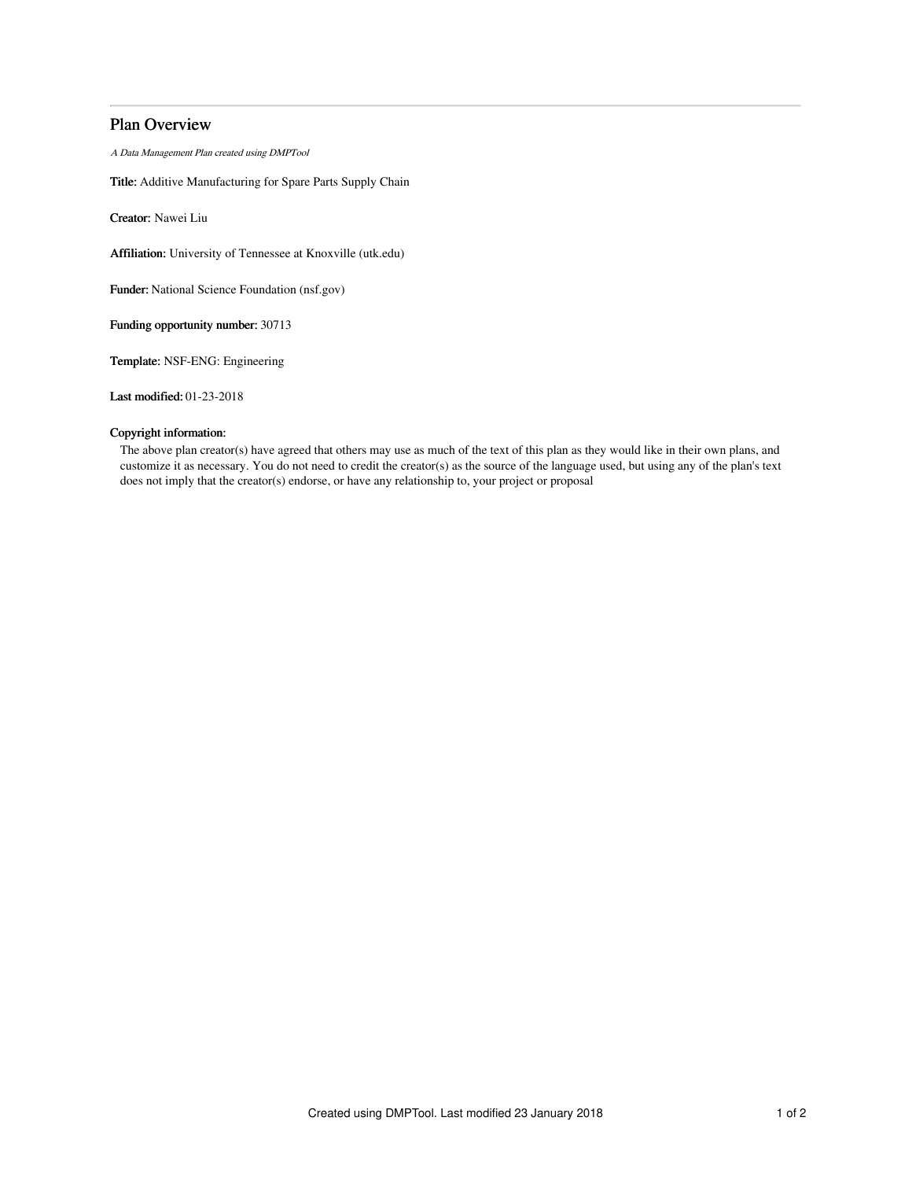# Plan Overview

*A Data Management Plan created using DMPTool*

**Title:** Additive Manufacturing for Spare Parts Supply Chain

**Creator:** Nawei Liu

**Affiliation:** University of Tennessee at Knoxville (utk.edu)

**Funder:** National Science Foundation (nsf.gov)

**Funding opportunity number:** 30713

**Template:** NSF-ENG: Engineering

**Last modified:** 01-23-2018

**Copyright information:**

The above plan creator(s) have agreed that others may use as much of the text of this plan as they would like in their own plans, and customize it as necessary. You do not need to credit the creator(s) as the source of the language used, but using any of the plan's text does not imply that the creator(s) endorse, or have any relationship to, your project or proposal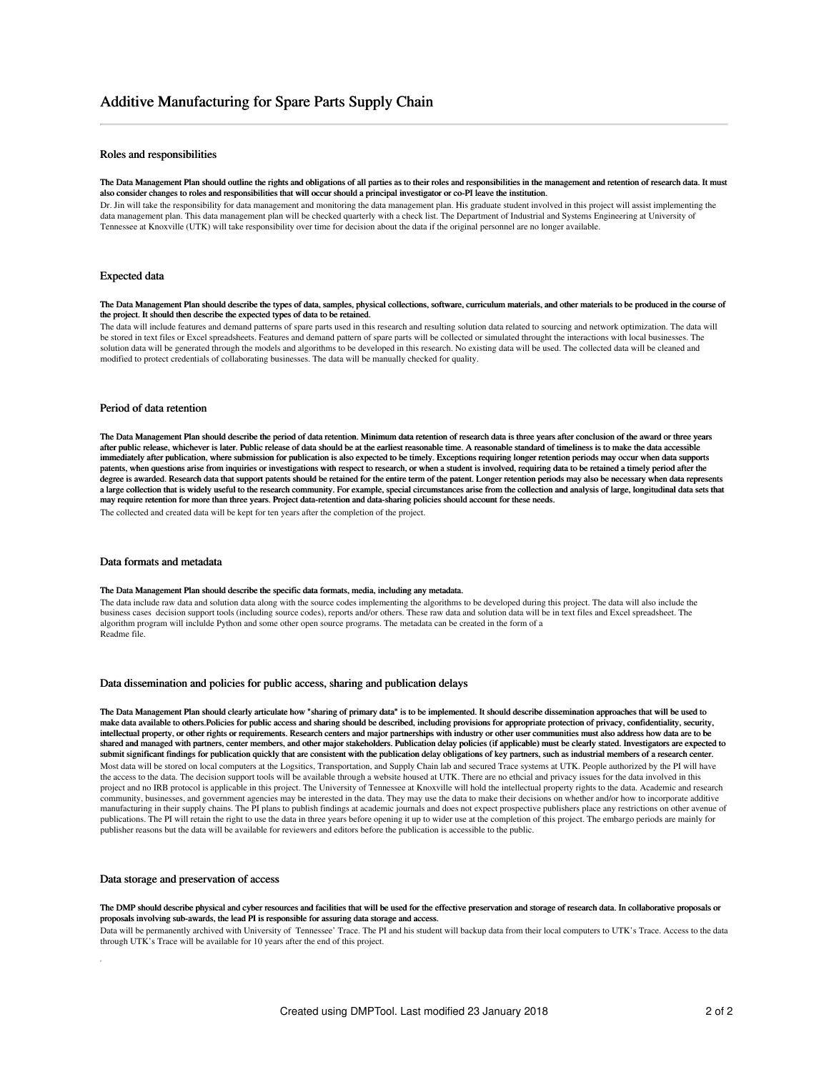# Additive Manufacturing for Spare Parts Supply Chain

## Roles and responsibilities

**The Data Management Plan should outline the rights and obligations of all parties as to their roles and responsibilities in the management and retention of research data. It must also consider changes to roles and responsibilities that will occur should a principal investigator or co-PI leave the institution.**

Dr. Jin will take the responsibility for data management and monitoring the data management plan. His graduate student involved in this project will assist implementing the data management plan. This data management plan will be checked quarterly with a check list. The Department of Industrial and Systems Engineering at University of Tennessee at Knoxville (UTK) will take responsibility over time for decision about the data if the original personnel are no longer available.

## Expected data

**The Data Management Plan should describe the types of data, samples, physical collections, software, curriculum materials, and other materials to be produced in the course of the project. It should then describe the expected types of data to be retained.**

The data will include features and demand patterns of spare parts used in this research and resulting solution data related to sourcing and network optimization. The data will be stored in text files or Excel spreadsheets. Features and demand pattern of spare parts will be collected or simulated throught the interactions with local businesses. The solution data will be generated through the models and algorithms to be developed in this research. No existing data will be used. The collected data will be cleaned and modified to protect credentials of collaborating businesses. The data will be manually checked for quality.

## Period of data retention

**The Data Management Plan should describe the period of data retention. Minimum data retention of research data is three years after conclusion of the award or three years after public release, whichever is later. Public release of data should be at the earliest reasonable time. A reasonable standard of timeliness is to make the data accessible immediately after publication, where submission for publication is also expected to be timely. Exceptions requiring longer retention periods may occur when data supports patents, when questions arise from inquiries or investigations with respect to research, or when a student is involved, requiring data to be retained a timely period after the degree is awarded. Research data that support patents should be retained for the entire term of the patent. Longer retention periods may also be necessary when data represents a large collection that is widely useful to the research community. For example, special circumstances arise from the collection and analysis of large, longitudinal data sets that may require retention for more than three years. Project data-retention and data-sharing policies should account for these needs.**

The collected and created data will be kept for ten years after the completion of the project.

## Data formats and metadata

**The Data Management Plan should describe the specific data formats, media, including any metadata.**

The data include raw data and solution data along with the source codes implementing the algorithms to be developed during this project. The data will also include the business cases decision support tools (including source codes), reports and/or others. These raw data and solution data will be in text files and Excel spreadsheet. The algorithm program will inclulde Python and some other open source programs. The metadata can be created in the form of a Readme file.

## Data dissemination and policies for public access, sharing and publication delays

**The Data Management Plan should clearly articulate how "sharing of primary data" is to be implemented. It should describe dissemination approaches that will be used to make data available to others.Policies for public access and sharing should be described, including provisions for appropriate protection of privacy, confidentiality, security, intellectual property, or other rights or requirements. Research centers and major partnerships with industry or other user communities must also address how data are to be shared and managed with partners, center members, and other major stakeholders. Publication delay policies (if applicable) must be clearly stated. Investigators are expected to submit significant findings for publication quickly that are consistent with the publication delay obligations of key partners, such as industrial members of a research center.**

Most data will be stored on local computers at the Logsitics, Transportation, and Supply Chain lab and secured Trace systems at UTK. People authorized by the PI will have the access to the data. The decision support tools will be available through a website housed at UTK. There are no ethcial and privacy issues for the data involved in this project and no IRB protocol is applicable in this project. The University of Tennessee at Knoxville will hold the intellectual property rights to the data. Academic and research community, businesses, and government agencies may be interested in the data. They may use the data to make their decisions on whether and/or how to incorporate additive manufacturing in their supply chains. The PI plans to publish findings at academic journals and does not expect prospective publishers place any restrictions on other avenue of publications. The PI will retain the right to use the data in three years before opening it up to wider use at the completion of this project. The embargo periods are mainly for publisher reasons but the data will be available for reviewers and editors before the publication is accessible to the public.

## Data storage and preservation of access

**The DMP should describe physical and cyber resources and facilities that will be used for the effective preservation and storage of research data. In collaborative proposals or proposals involving sub-awards, the lead PI is responsible for assuring data storage and access.**

Data will be permanently archived with University of Tennessee' Trace. The PI and his student will backup data from their local computers to UTK's Trace. Access to the data through UTK's Trace will be available for 10 years after the end of this project.

Created using DMPTool. Last modified 23 January 2018